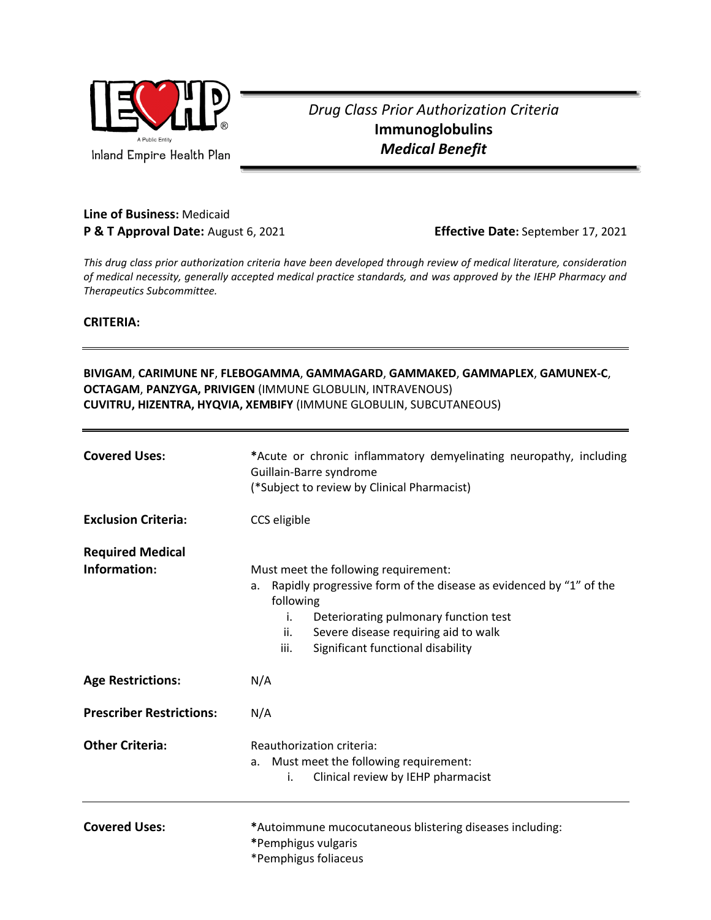Inland Empire Health Plan

*Drug Class Prior Authorization Criteria*
**Immunoglobulins**
***Medical Benefit***

**Line of Business:** Medicaid
**P & T Approval Date:** August 6, 2021 **Effective Date:** September 17, 2021

*This drug class prior authorization criteria have been developed through review of medical literature, consideration of medical necessity, generally accepted medical practice standards, and was approved by the IEHP Pharmacy and Therapeutics Subcommittee.*

**CRITERIA:**

---

**BIVIGAM**, **CARIMUNE NF**, **FLEBOGAMMA**, **GAMMAGARD**, **GAMMAKED**, **GAMMAPLEX**, **GAMUNEX-C**, **OCTAGAM**, **PANZYGA, PRIVIGEN** (IMMUNE GLOBULIN, INTRAVENOUS)
**CUVITRU, HIZENTRA, HYQVIA, XEMBIFY** (IMMUNE GLOBULIN, SUBCUTANEOUS)

---

**Covered Uses:**
*Acute or chronic inflammatory demyelinating neuropathy, including Guillain-Barre syndrome
(*Subject to review by Clinical Pharmacist)

**Exclusion Criteria:**
CCS eligible

**Required Medical Information:**
Must meet the following requirement:

a. Rapidly progressive form of the disease as evidenced by "1" of the following
   - i. Deteriorating pulmonary function test
   - ii. Severe disease requiring aid to walk
   - iii. Significant functional disability

**Age Restrictions:**
N/A

**Prescriber Restrictions:**
N/A

**Other Criteria:**
Reauthorization criteria:

a. Must meet the following requirement:
   - i. Clinical review by IEHP pharmacist

---

**Covered Uses:**
*Autoimmune mucocutaneous blistering diseases including:
*Pemphigus vulgaris
*Pemphigus foliaceus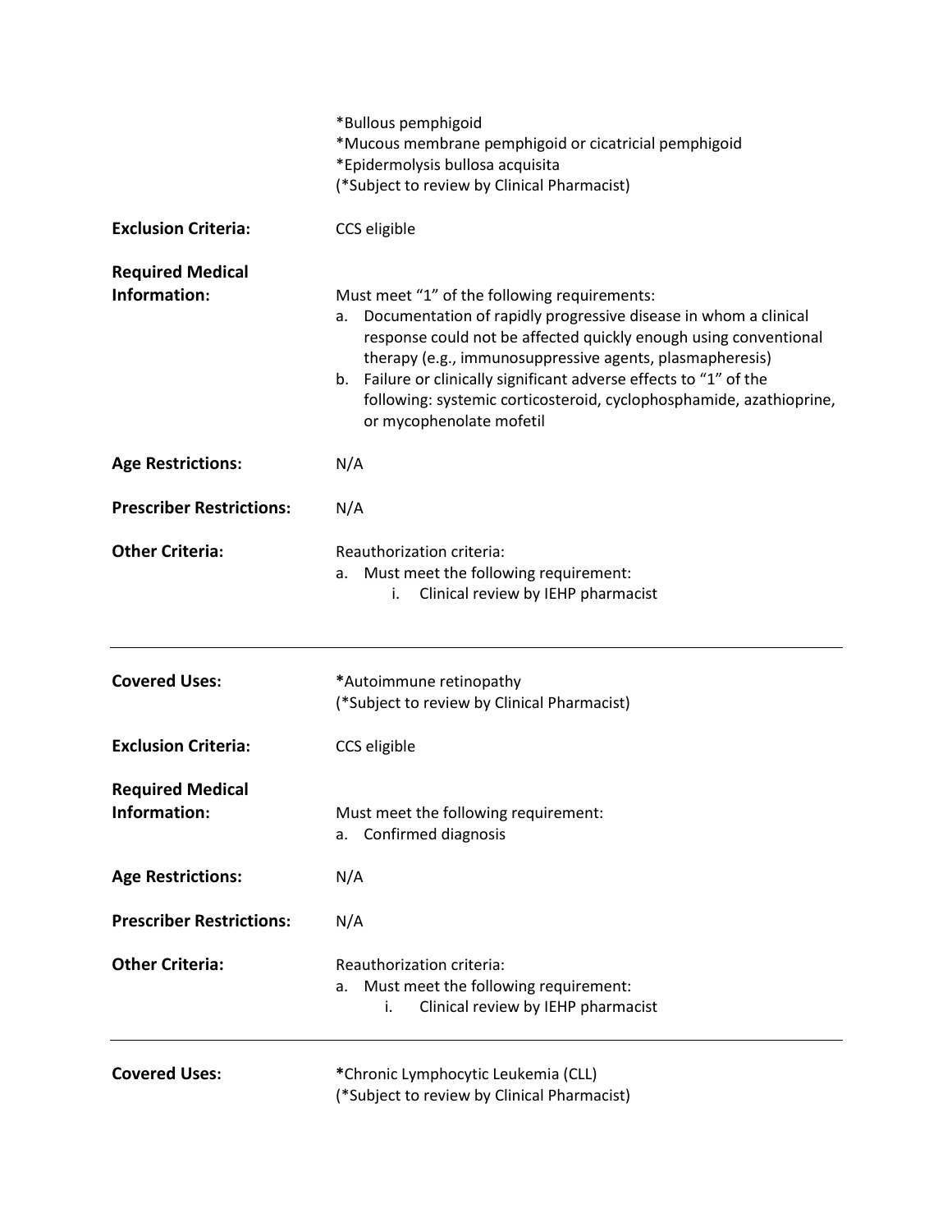| | |
|---|---|
| | *Bullous pemphigoid<br>*Mucous membrane pemphigoid or cicatricial pemphigoid<br>*Epidermolysis bullosa acquisita<br>(*Subject to review by Clinical Pharmacist) |
| **Exclusion Criteria:** | CCS eligible |
| **Required Medical Information:** | Must meet "1" of the following requirements:<br>a. Documentation of rapidly progressive disease in whom a clinical response could not be affected quickly enough using conventional therapy (e.g., immunosuppressive agents, plasmapheresis)<br>b. Failure or clinically significant adverse effects to "1" of the following: systemic corticosteroid, cyclophosphamide, azathioprine, or mycophenolate mofetil |
| **Age Restrictions:** | N/A |
| **Prescriber Restrictions:** | N/A |
| **Other Criteria:** | Reauthorization criteria:<br>a. Must meet the following requirement:<br>i. Clinical review by IEHP pharmacist |

---

| | |
|---|---|
| **Covered Uses:** | ***Autoimmune retinopathy<br>(*Subject to review by Clinical Pharmacist) |
| **Exclusion Criteria:** | CCS eligible |
| **Required Medical Information:** | Must meet the following requirement:<br>a. Confirmed diagnosis |
| **Age Restrictions:** | N/A |
| **Prescriber Restrictions:** | N/A |
| **Other Criteria:** | Reauthorization criteria:<br>a. Must meet the following requirement:<br>i. Clinical review by IEHP pharmacist |

---

| | |
|---|---|
| **Covered Uses:** | ***Chronic Lymphocytic Leukemia (CLL)<br>(*Subject to review by Clinical Pharmacist) |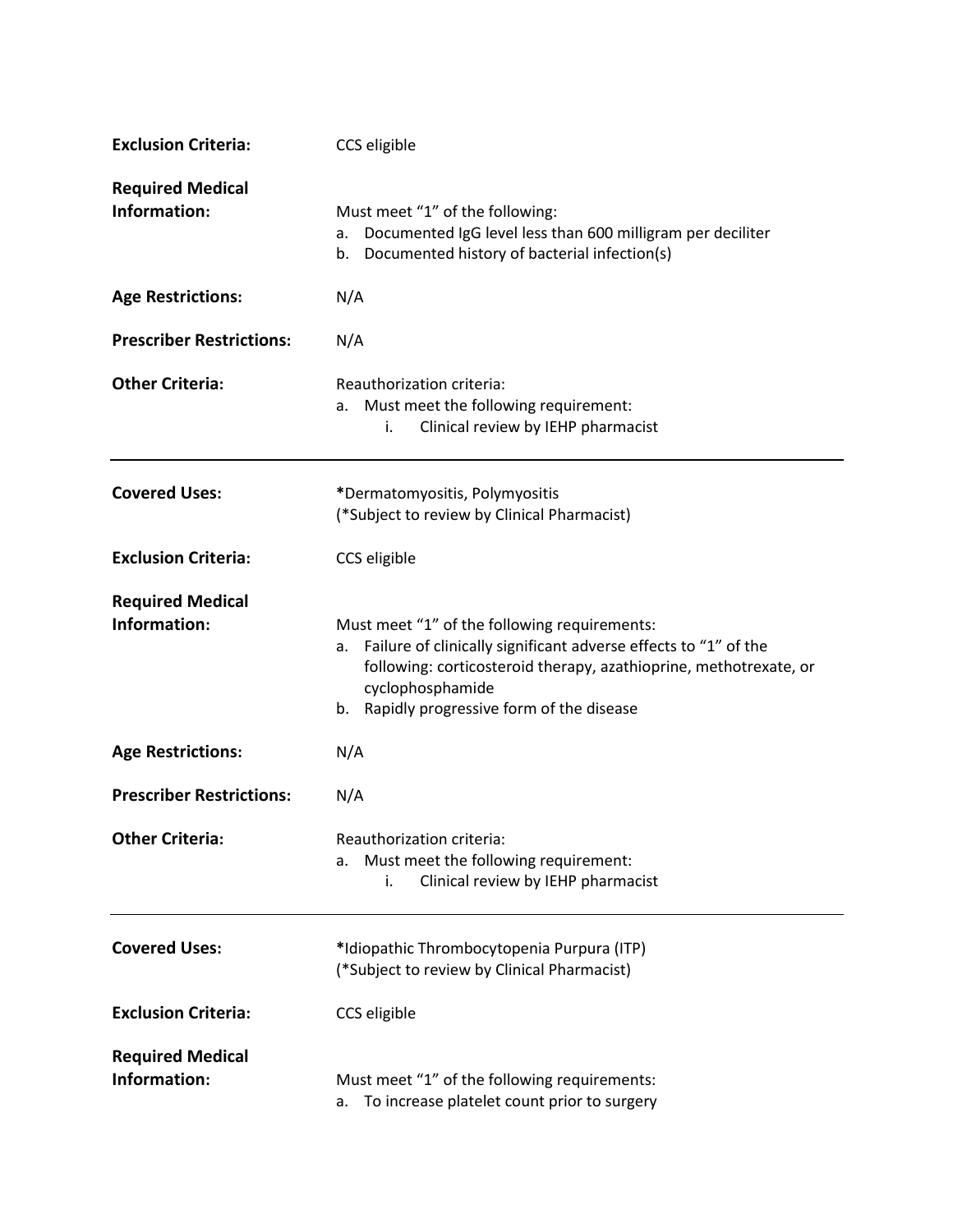| | |
|---|---|
| **Exclusion Criteria:** | CCS eligible |
| **Required Medical Information:** | Must meet "1" of the following:<br>a. Documented IgG level less than 600 milligram per deciliter<br>b. Documented history of bacterial infection(s) |
| **Age Restrictions:** | N/A |
| **Prescriber Restrictions:** | N/A |
| **Other Criteria:** | Reauthorization criteria:<br>a. Must meet the following requirement:<br>i. Clinical review by IEHP pharmacist |

---

| | |
|---|---|
| **Covered Uses:** | ***Dermatomyositis, Polymyositis**<br>(*Subject to review by Clinical Pharmacist) |
| **Exclusion Criteria:** | CCS eligible |
| **Required Medical Information:** | Must meet "1" of the following requirements:<br>a. Failure of clinically significant adverse effects to "1" of the following: corticosteroid therapy, azathioprine, methotrexate, or cyclophosphamide<br>b. Rapidly progressive form of the disease |
| **Age Restrictions:** | N/A |
| **Prescriber Restrictions:** | N/A |
| **Other Criteria:** | Reauthorization criteria:<br>a. Must meet the following requirement:<br>i. Clinical review by IEHP pharmacist |

---

| | |
|---|---|
| **Covered Uses:** | ***Idiopathic Thrombocytopenia Purpura (ITP)**<br>(*Subject to review by Clinical Pharmacist) |
| **Exclusion Criteria:** | CCS eligible |
| **Required Medical Information:** | Must meet "1" of the following requirements:<br>a. To increase platelet count prior to surgery |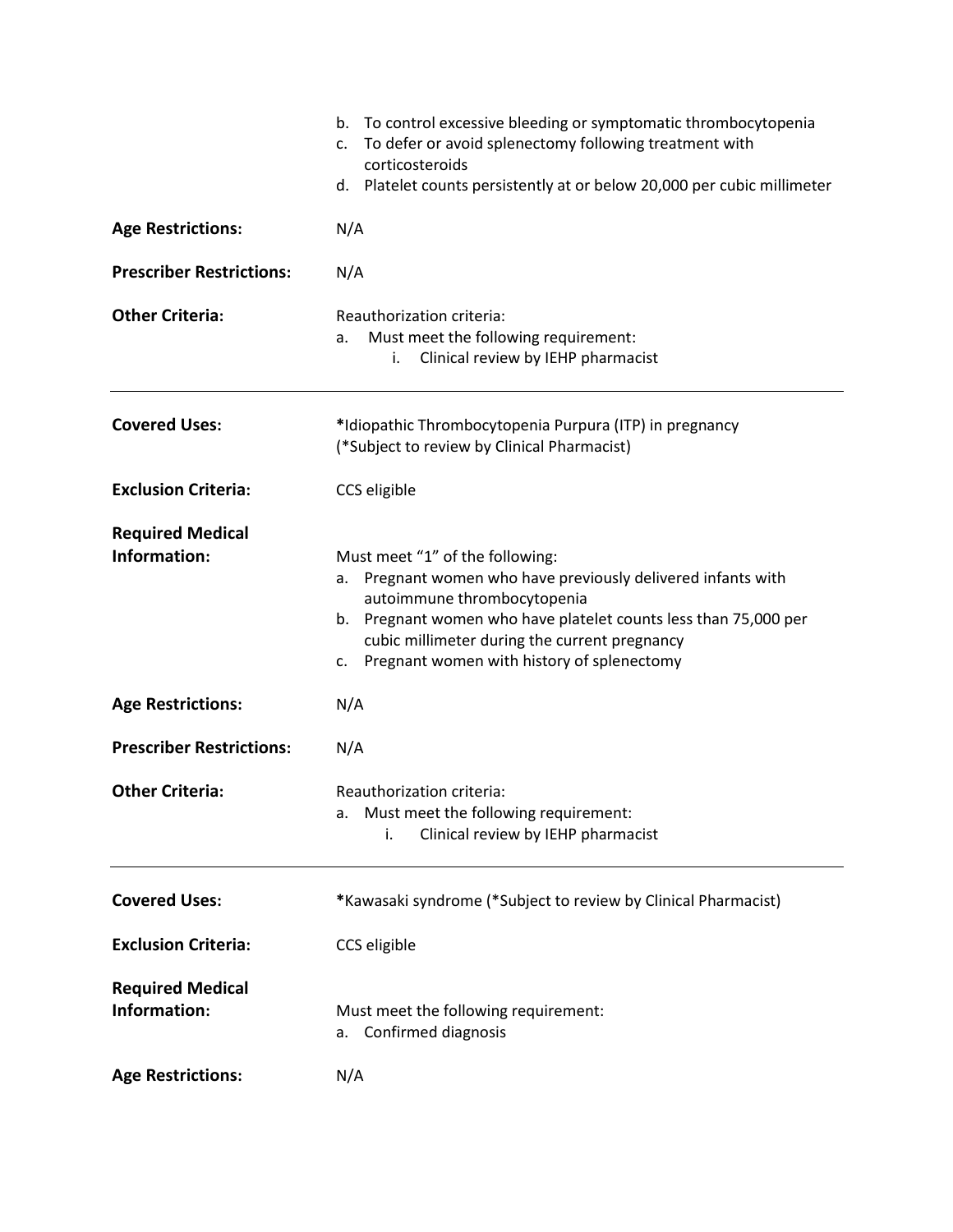b. To control excessive bleeding or symptomatic thrombocytopenia
c. To defer or avoid splenectomy following treatment with corticosteroids
d. Platelet counts persistently at or below 20,000 per cubic millimeter

**Age Restrictions:** N/A

**Prescriber Restrictions:** N/A

**Other Criteria:** Reauthorization criteria:
a. Must meet the following requirement:
   i. Clinical review by IEHP pharmacist

---

**Covered Uses:** ***Idiopathic Thrombocytopenia Purpura (ITP) in pregnancy (*Subject to review by Clinical Pharmacist)

**Exclusion Criteria:** CCS eligible

**Required Medical Information:** Must meet "1" of the following:
a. Pregnant women who have previously delivered infants with autoimmune thrombocytopenia
b. Pregnant women who have platelet counts less than 75,000 per cubic millimeter during the current pregnancy
c. Pregnant women with history of splenectomy

**Age Restrictions:** N/A

**Prescriber Restrictions:** N/A

**Other Criteria:** Reauthorization criteria:
a. Must meet the following requirement:
   i. Clinical review by IEHP pharmacist

---

**Covered Uses:** ***Kawasaki syndrome (*Subject to review by Clinical Pharmacist)

**Exclusion Criteria:** CCS eligible

**Required Medical Information:** Must meet the following requirement:
a. Confirmed diagnosis

**Age Restrictions:** N/A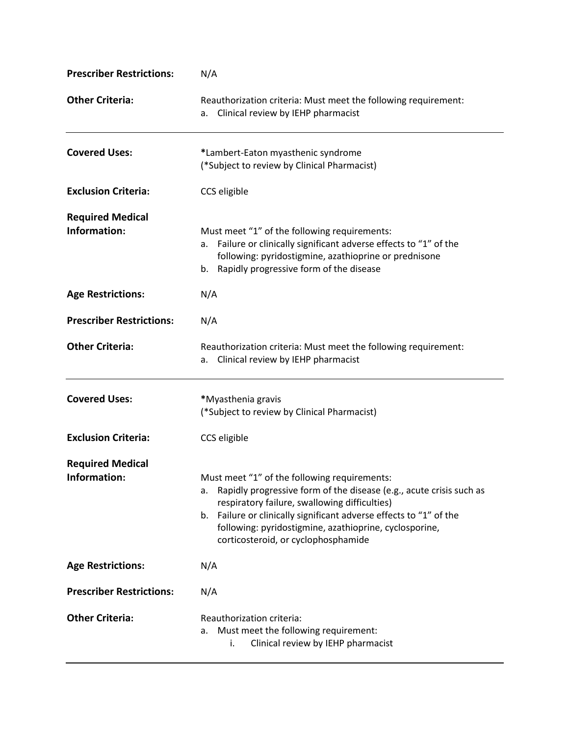**Prescriber Restrictions:** N/A

**Other Criteria:** Reauthorization criteria: Must meet the following requirement:
a. Clinical review by IEHP pharmacist

---

**Covered Uses:** *Lambert-Eaton myasthenic syndrome
(*Subject to review by Clinical Pharmacist)

**Exclusion Criteria:** CCS eligible

**Required Medical Information:** Must meet "1" of the following requirements:
a. Failure or clinically significant adverse effects to "1" of the following: pyridostigmine, azathioprine or prednisone
b. Rapidly progressive form of the disease

**Age Restrictions:** N/A

**Prescriber Restrictions:** N/A

**Other Criteria:** Reauthorization criteria: Must meet the following requirement:
a. Clinical review by IEHP pharmacist

---

**Covered Uses:** *Myasthenia gravis
(*Subject to review by Clinical Pharmacist)

**Exclusion Criteria:** CCS eligible

**Required Medical Information:** Must meet "1" of the following requirements:
a. Rapidly progressive form of the disease (e.g., acute crisis such as respiratory failure, swallowing difficulties)
b. Failure or clinically significant adverse effects to "1" of the following: pyridostigmine, azathioprine, cyclosporine, corticosteroid, or cyclophosphamide

**Age Restrictions:** N/A

**Prescriber Restrictions:** N/A

**Other Criteria:** Reauthorization criteria:
a. Must meet the following requirement:
    i. Clinical review by IEHP pharmacist

---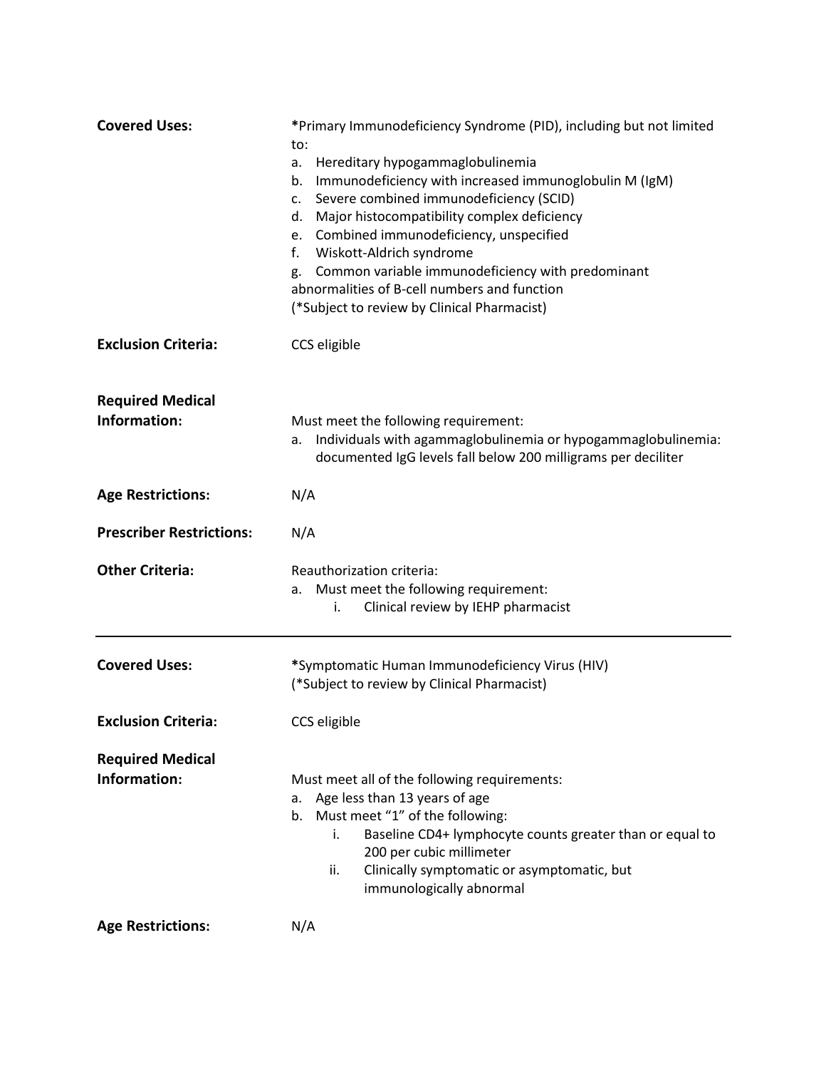| | |
|---|---|
| **Covered Uses:** | *Primary Immunodeficiency Syndrome (PID), including but not limited to:<br>a. Hereditary hypogammaglobulinemia<br>b. Immunodeficiency with increased immunoglobulin M (IgM)<br>c. Severe combined immunodeficiency (SCID)<br>d. Major histocompatibility complex deficiency<br>e. Combined immunodeficiency, unspecified<br>f. Wiskott-Aldrich syndrome<br>g. Common variable immunodeficiency with predominant abnormalities of B-cell numbers and function<br>(*Subject to review by Clinical Pharmacist) |
| **Exclusion Criteria:** | CCS eligible |
| **Required Medical Information:** | Must meet the following requirement:<br>a. Individuals with agammaglobulinemia or hypogammaglobulinemia: documented IgG levels fall below 200 milligrams per deciliter |
| **Age Restrictions:** | N/A |
| **Prescriber Restrictions:** | N/A |
| **Other Criteria:** | Reauthorization criteria:<br>a. Must meet the following requirement:<br>i. Clinical review by IEHP pharmacist |

---

| | |
|---|---|
| **Covered Uses:** | *Symptomatic Human Immunodeficiency Virus (HIV)<br>(*Subject to review by Clinical Pharmacist) |
| **Exclusion Criteria:** | CCS eligible |
| **Required Medical Information:** | Must meet all of the following requirements:<br>a. Age less than 13 years of age<br>b. Must meet "1" of the following:<br>i. Baseline CD4+ lymphocyte counts greater than or equal to 200 per cubic millimeter<br>ii. Clinically symptomatic or asymptomatic, but immunologically abnormal |
| **Age Restrictions:** | N/A |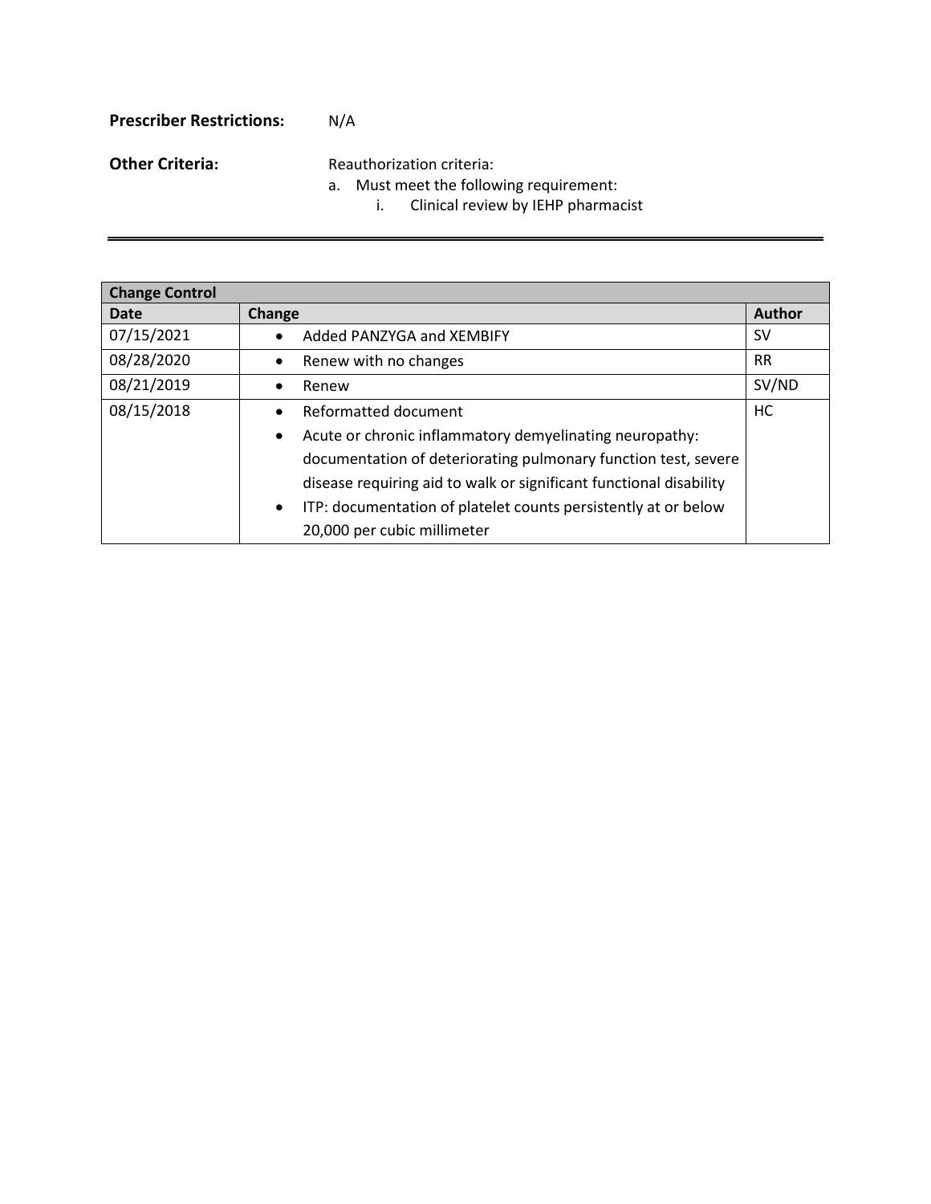**Prescriber Restrictions:** N/A

**Other Criteria:** Reauthorization criteria:

a. Must meet the following requirement:
   i. Clinical review by IEHP pharmacist

---

| Change Control | | |
|---|---|---|
| **Date** | **Change** | **Author** |
| 07/15/2021 | • Added PANZYGA and XEMBIFY | SV |
| 08/28/2020 | • Renew with no changes | RR |
| 08/21/2019 | • Renew | SV/ND |
| 08/15/2018 | • Reformatted document<br>• Acute or chronic inflammatory demyelinating neuropathy: documentation of deteriorating pulmonary function test, severe disease requiring aid to walk or significant functional disability<br>• ITP: documentation of platelet counts persistently at or below 20,000 per cubic millimeter | HC |